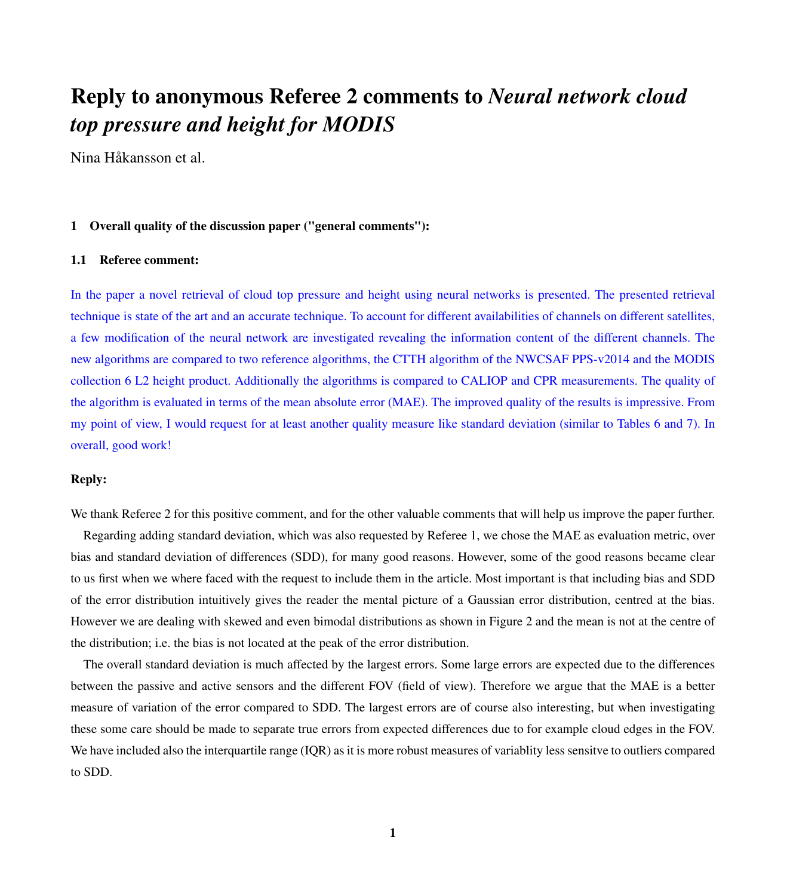# Reply to anonymous Referee 2 comments to *Neural network cloud top pressure and height for MODIS*

Nina Håkansson et al.

## 1 Overall quality of the discussion paper ("general comments"):

### 1.1 Referee comment:

In the paper a novel retrieval of cloud top pressure and height using neural networks is presented. The presented retrieval technique is state of the art and an accurate technique. To account for different availabilities of channels on different satellites, a few modification of the neural network are investigated revealing the information content of the different channels. The new algorithms are compared to two reference algorithms, the CTTH algorithm of the NWCSAF PPS-v2014 and the MODIS collection 6 L2 height product. Additionally the algorithms is compared to CALIOP and CPR measurements. The quality of the algorithm is evaluated in terms of the mean absolute error (MAE). The improved quality of the results is impressive. From my point of view, I would request for at least another quality measure like standard deviation (similar to Tables 6 and 7). In overall, good work!

**Reply:**

We thank Referee 2 for this positive comment, and for the other valuable comments that will help us improve the paper further.

Regarding adding standard deviation, which was also requested by Referee 1, we chose the MAE as evaluation metric, over bias and standard deviation of differences (SDD), for many good reasons. However, some of the good reasons became clear to us first when we where faced with the request to include them in the article. Most important is that including bias and SDD of the error distribution intuitively gives the reader the mental picture of a Gaussian error distribution, centred at the bias. However we are dealing with skewed and even bimodal distributions as shown in Figure 2 and the mean is not at the centre of the distribution; i.e. the bias is not located at the peak of the error distribution.

The overall standard deviation is much affected by the largest errors. Some large errors are expected due to the differences between the passive and active sensors and the different FOV (field of view). Therefore we argue that the MAE is a better measure of variation of the error compared to SDD. The largest errors are of course also interesting, but when investigating these some care should be made to separate true errors from expected differences due to for example cloud edges in the FOV. We have included also the interquartile range (IQR) as it is more robust measures of variablity less sensitve to outliers compared to SDD.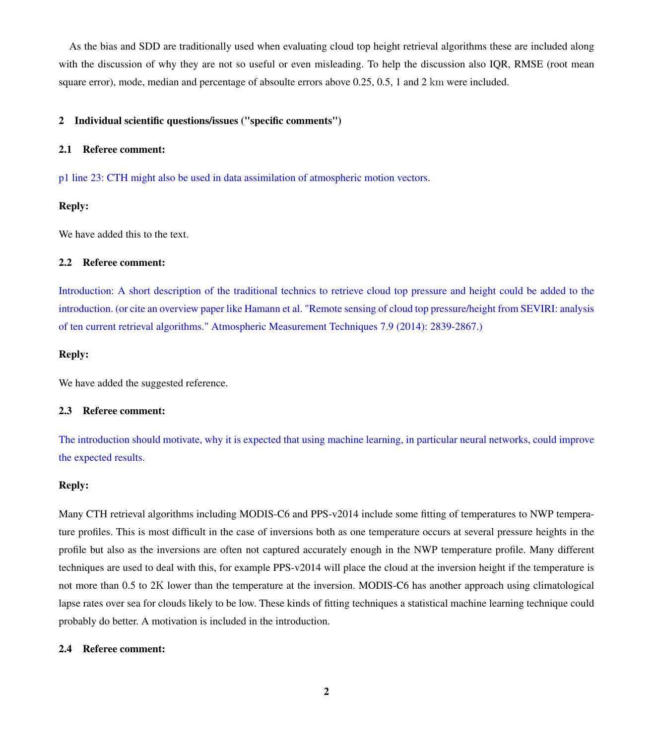As the bias and SDD are traditionally used when evaluating cloud top height retrieval algorithms these are included along with the discussion of why they are not so useful or even misleading. To help the discussion also IQR, RMSE (root mean square error), mode, median and percentage of absoulte errors above 0.25, 0.5, 1 and 2 km were included.

## 2 Individual scientific questions/issues ("specific comments")

### 2.1 Referee comment:

p1 line 23: CTH might also be used in data assimilation of atmospheric motion vectors.

**Reply:**

We have added this to the text.

### 2.2 Referee comment:

Introduction: A short description of the traditional technics to retrieve cloud top pressure and height could be added to the introduction. (or cite an overview paper like Hamann et al. "Remote sensing of cloud top pressure/height from SEVIRI: analysis of ten current retrieval algorithms." Atmospheric Measurement Techniques 7.9 (2014): 2839-2867.)

**Reply:**

We have added the suggested reference.

### 2.3 Referee comment:

The introduction should motivate, why it is expected that using machine learning, in particular neural networks, could improve the expected results.

**Reply:**

Many CTH retrieval algorithms including MODIS-C6 and PPS-v2014 include some fitting of temperatures to NWP temperature profiles. This is most difficult in the case of inversions both as one temperature occurs at several pressure heights in the profile but also as the inversions are often not captured accurately enough in the NWP temperature profile. Many different techniques are used to deal with this, for example PPS-v2014 will place the cloud at the inversion height if the temperature is not more than 0.5 to 2K lower than the temperature at the inversion. MODIS-C6 has another approach using climatological lapse rates over sea for clouds likely to be low. These kinds of fitting techniques a statistical machine learning technique could probably do better. A motivation is included in the introduction.

### 2.4 Referee comment: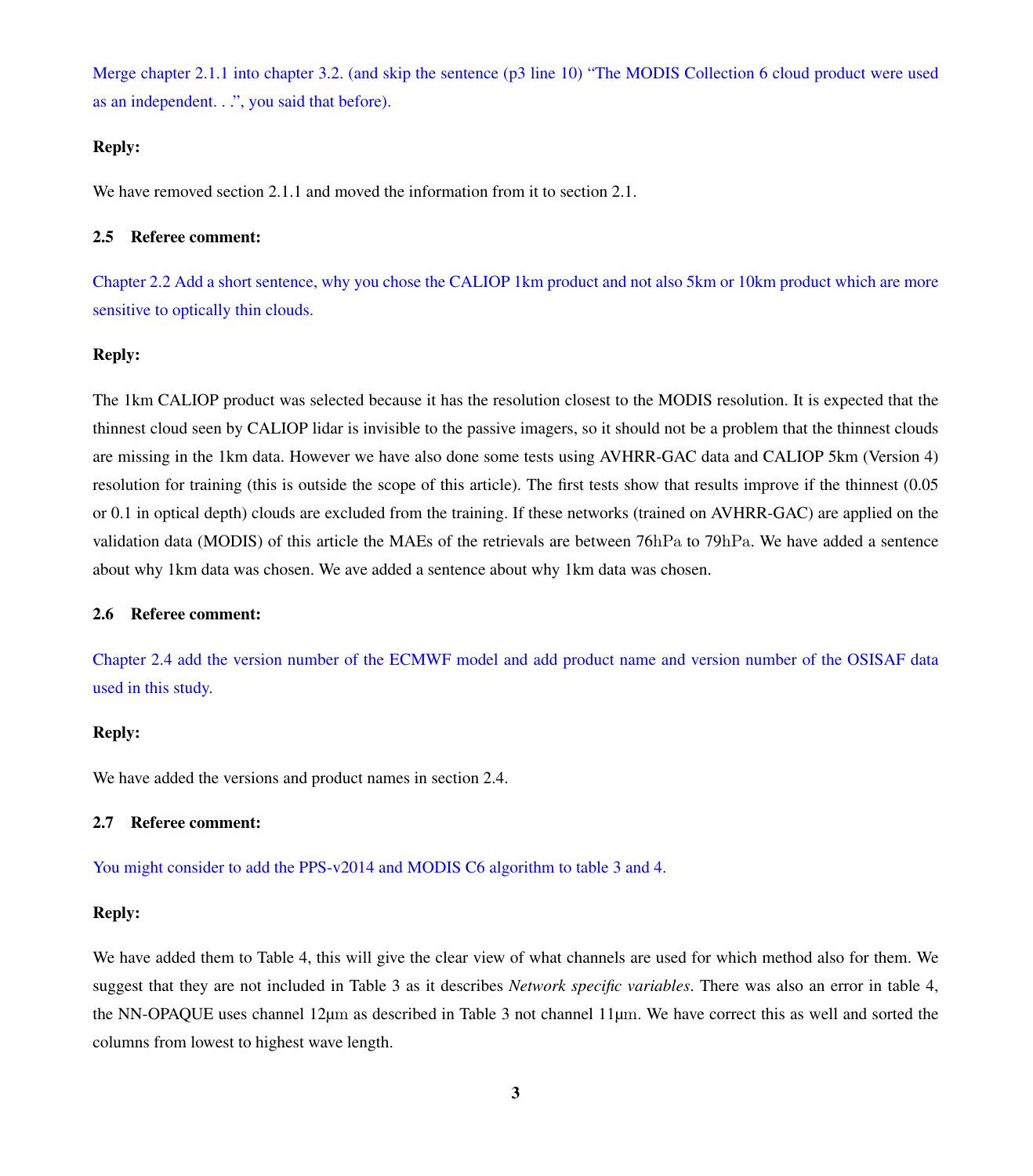Merge chapter 2.1.1 into chapter 3.2. (and skip the sentence (p3 line 10) "The MODIS Collection 6 cloud product were used as an independent. . .", you said that before).

**Reply:**

We have removed section 2.1.1 and moved the information from it to section 2.1.

### 2.5 Referee comment:

Chapter 2.2 Add a short sentence, why you chose the CALIOP 1km product and not also 5km or 10km product which are more sensitive to optically thin clouds.

**Reply:**

The 1km CALIOP product was selected because it has the resolution closest to the MODIS resolution. It is expected that the thinnest cloud seen by CALIOP lidar is invisible to the passive imagers, so it should not be a problem that the thinnest clouds are missing in the 1km data. However we have also done some tests using AVHRR-GAC data and CALIOP 5km (Version 4) resolution for training (this is outside the scope of this article). The first tests show that results improve if the thinnest (0.05 or 0.1 in optical depth) clouds are excluded from the training. If these networks (trained on AVHRR-GAC) are applied on the validation data (MODIS) of this article the MAEs of the retrievals are between $76\mathrm{hPa}$ to $79\mathrm{hPa}$. We have added a sentence about why 1km data was chosen. We ave added a sentence about why 1km data was chosen.

### 2.6 Referee comment:

Chapter 2.4 add the version number of the ECMWF model and add product name and version number of the OSISAF data used in this study.

**Reply:**

We have added the versions and product names in section 2.4.

### 2.7 Referee comment:

You might consider to add the PPS-v2014 and MODIS C6 algorithm to table 3 and 4.

**Reply:**

We have added them to Table 4, this will give the clear view of what channels are used for which method also for them. We suggest that they are not included in Table 3 as it describes *Network specific variables*. There was also an error in table 4, the NN-OPAQUE uses channel $12\mu\mathrm{m}$ as described in Table 3 not channel $11\mu\mathrm{m}$. We have correct this as well and sorted the columns from lowest to highest wave length.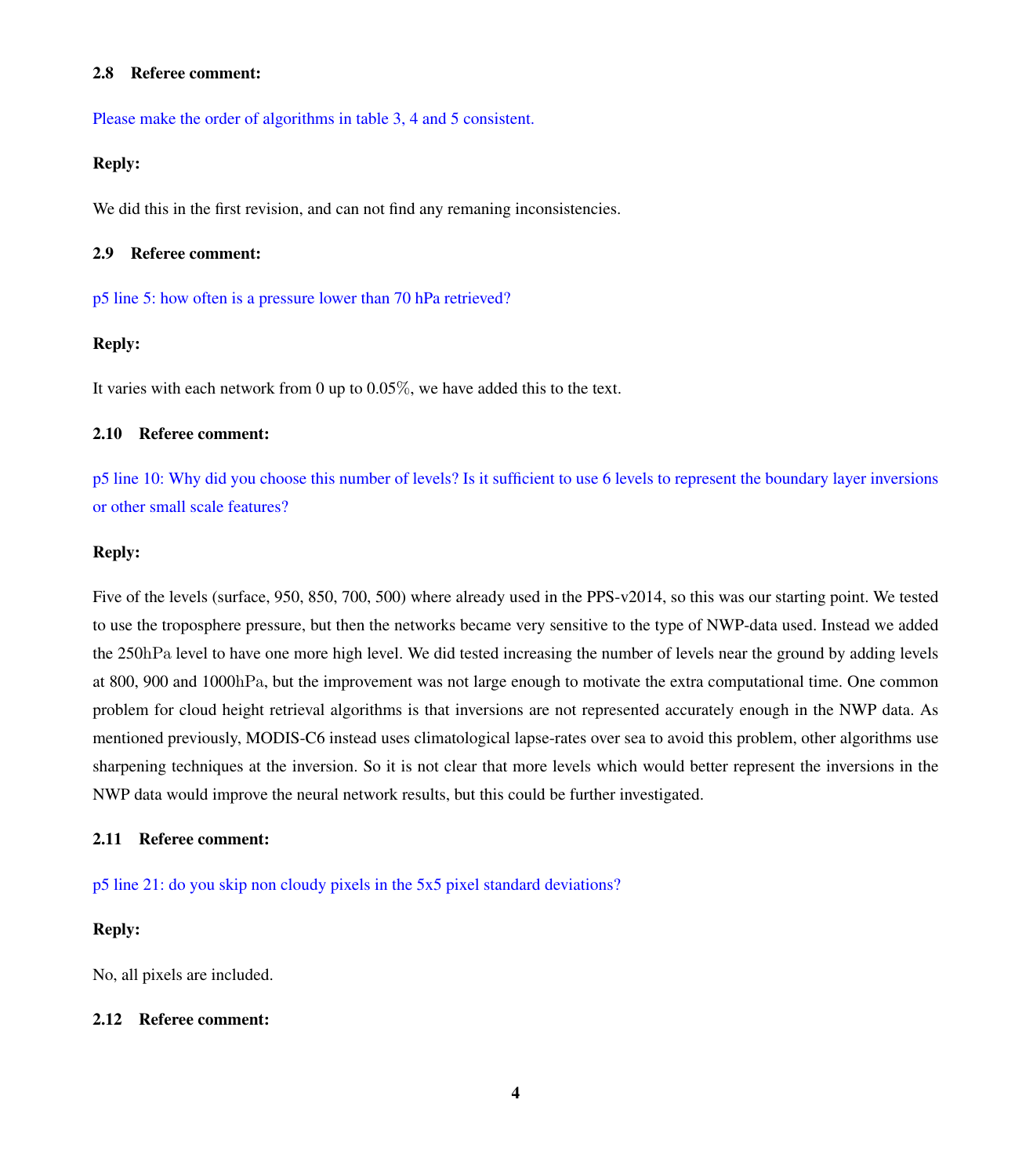### 2.8 Referee comment:

Please make the order of algorithms in table 3, 4 and 5 consistent.

**Reply:**

We did this in the first revision, and can not find any remaning inconsistencies.

### 2.9 Referee comment:

p5 line 5: how often is a pressure lower than 70 hPa retrieved?

**Reply:**

It varies with each network from 0 up to 0.05%, we have added this to the text.

### 2.10 Referee comment:

p5 line 10: Why did you choose this number of levels? Is it sufficient to use 6 levels to represent the boundary layer inversions or other small scale features?

**Reply:**

Five of the levels (surface, 950, 850, 700, 500) where already used in the PPS-v2014, so this was our starting point. We tested to use the troposphere pressure, but then the networks became very sensitive to the type of NWP-data used. Instead we added the 250hPa level to have one more high level. We did tested increasing the number of levels near the ground by adding levels at 800, 900 and 1000hPa, but the improvement was not large enough to motivate the extra computational time. One common problem for cloud height retrieval algorithms is that inversions are not represented accurately enough in the NWP data. As mentioned previously, MODIS-C6 instead uses climatological lapse-rates over sea to avoid this problem, other algorithms use sharpening techniques at the inversion. So it is not clear that more levels which would better represent the inversions in the NWP data would improve the neural network results, but this could be further investigated.

### 2.11 Referee comment:

p5 line 21: do you skip non cloudy pixels in the 5x5 pixel standard deviations?

**Reply:**

No, all pixels are included.

### 2.12 Referee comment: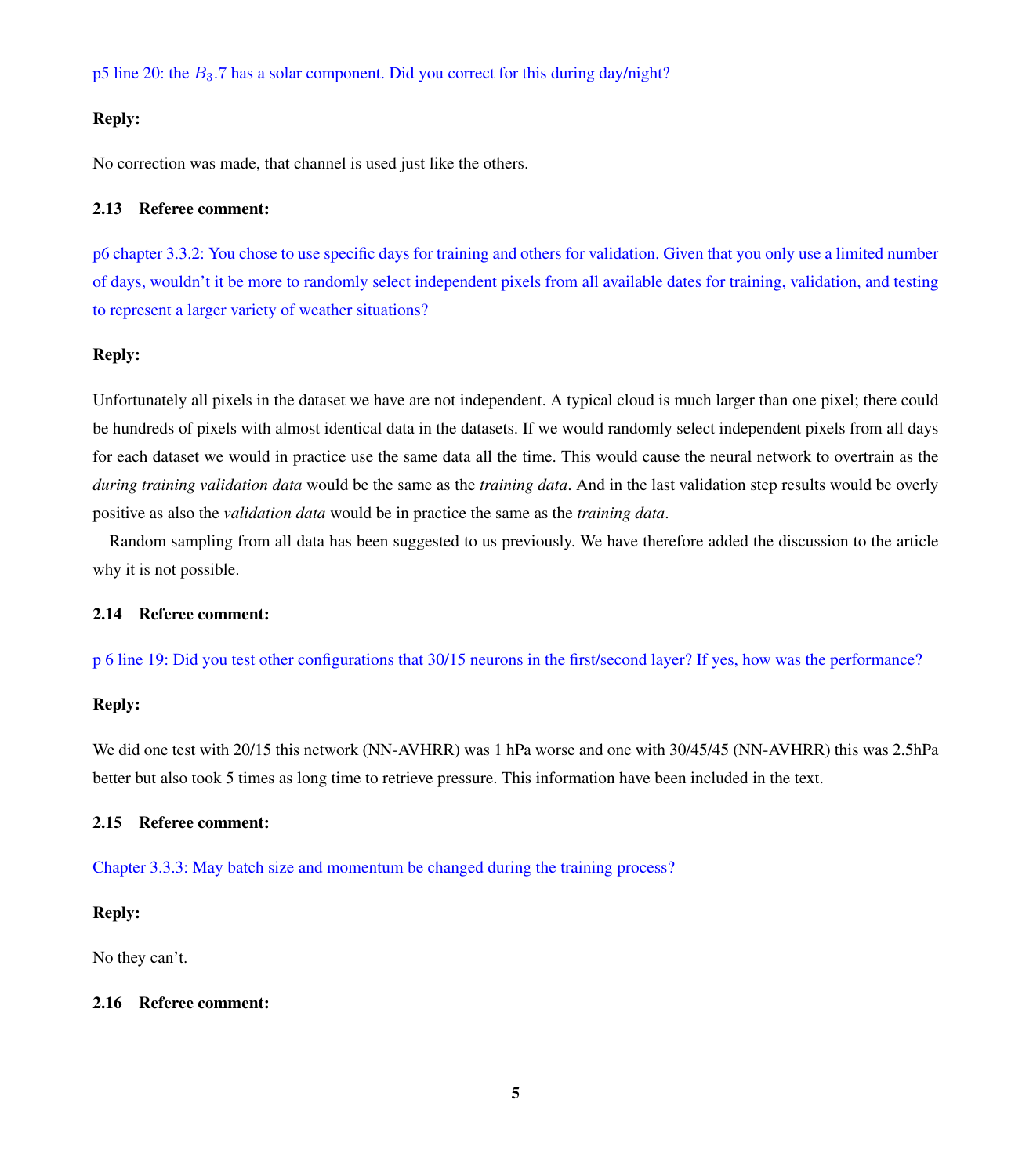p5 line 20: the $B_3.7$ has a solar component. Did you correct for this during day/night?

**Reply:**

No correction was made, that channel is used just like the others.

### 2.13 Referee comment:

p6 chapter 3.3.2: You chose to use specific days for training and others for validation. Given that you only use a limited number of days, wouldn't it be more to randomly select independent pixels from all available dates for training, validation, and testing to represent a larger variety of weather situations?

**Reply:**

Unfortunately all pixels in the dataset we have are not independent. A typical cloud is much larger than one pixel; there could be hundreds of pixels with almost identical data in the datasets. If we would randomly select independent pixels from all days for each dataset we would in practice use the same data all the time. This would cause the neural network to overtrain as the *during training validation data* would be the same as the *training data*. And in the last validation step results would be overly positive as also the *validation data* would be in practice the same as the *training data*.

Random sampling from all data has been suggested to us previously. We have therefore added the discussion to the article why it is not possible.

### 2.14 Referee comment:

p 6 line 19: Did you test other configurations that 30/15 neurons in the first/second layer? If yes, how was the performance?

**Reply:**

We did one test with 20/15 this network (NN-AVHRR) was 1 hPa worse and one with 30/45/45 (NN-AVHRR) this was 2.5hPa better but also took 5 times as long time to retrieve pressure. This information have been included in the text.

### 2.15 Referee comment:

Chapter 3.3.3: May batch size and momentum be changed during the training process?

**Reply:**

No they can't.

### 2.16 Referee comment: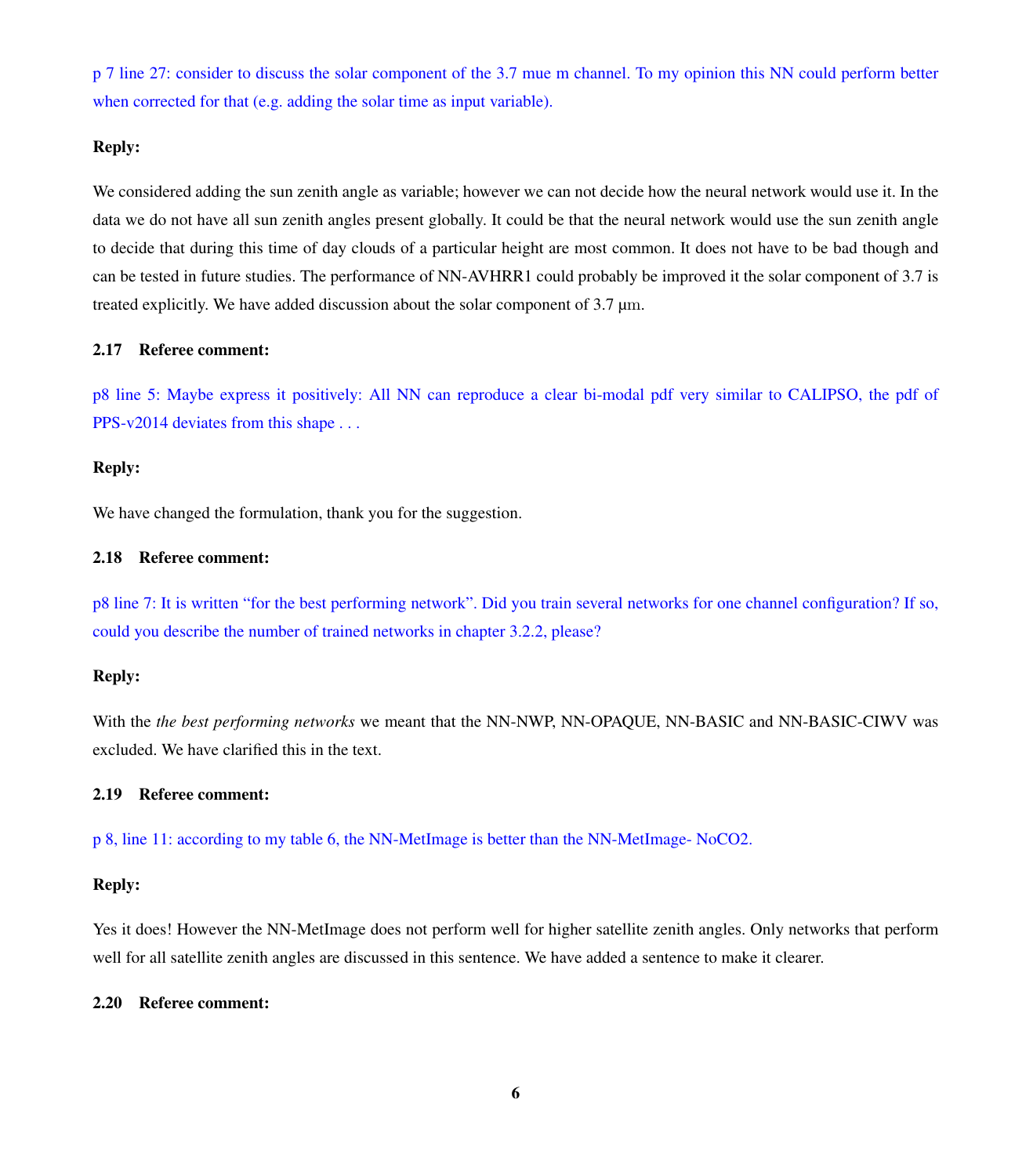p 7 line 27: consider to discuss the solar component of the 3.7 mue m channel. To my opinion this NN could perform better when corrected for that (e.g. adding the solar time as input variable).

**Reply:**

We considered adding the sun zenith angle as variable; however we can not decide how the neural network would use it. In the data we do not have all sun zenith angles present globally. It could be that the neural network would use the sun zenith angle to decide that during this time of day clouds of a particular height are most common. It does not have to be bad though and can be tested in future studies. The performance of NN-AVHRR1 could probably be improved it the solar component of 3.7 is treated explicitly. We have added discussion about the solar component of 3.7 µm.

### 2.17 Referee comment:

p8 line 5: Maybe express it positively: All NN can reproduce a clear bi-modal pdf very similar to CALIPSO, the pdf of PPS-v2014 deviates from this shape . . .

**Reply:**

We have changed the formulation, thank you for the suggestion.

### 2.18 Referee comment:

p8 line 7: It is written "for the best performing network". Did you train several networks for one channel configuration? If so, could you describe the number of trained networks in chapter 3.2.2, please?

**Reply:**

With the *the best performing networks* we meant that the NN-NWP, NN-OPAQUE, NN-BASIC and NN-BASIC-CIWV was excluded. We have clarified this in the text.

### 2.19 Referee comment:

p 8, line 11: according to my table 6, the NN-MetImage is better than the NN-MetImage- NoCO2.

**Reply:**

Yes it does! However the NN-MetImage does not perform well for higher satellite zenith angles. Only networks that perform well for all satellite zenith angles are discussed in this sentence. We have added a sentence to make it clearer.

### 2.20 Referee comment: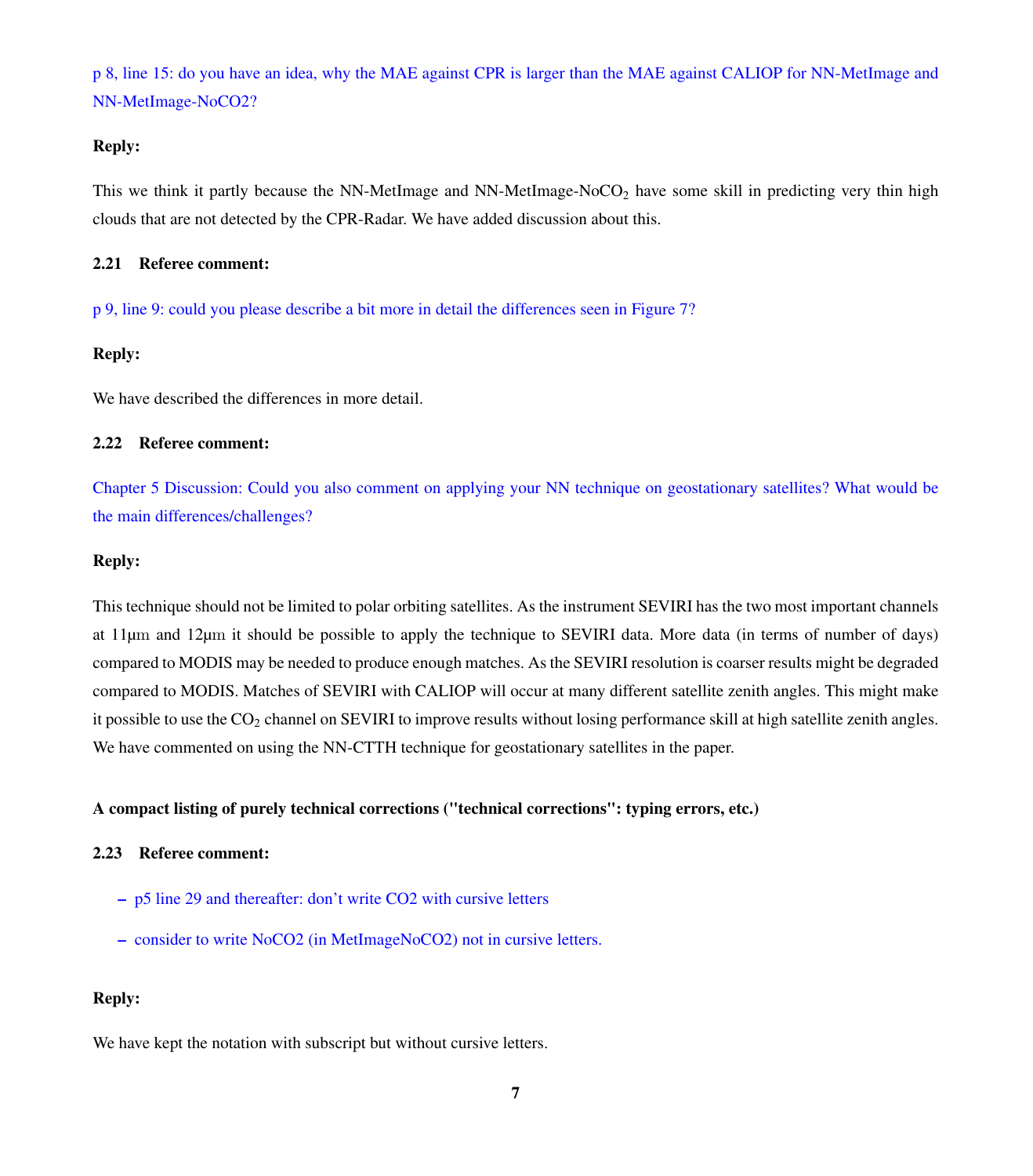p 8, line 15: do you have an idea, why the MAE against CPR is larger than the MAE against CALIOP for NN-MetImage and NN-MetImage-NoCO2?

**Reply:**

This we think it partly because the NN-MetImage and NN-MetImage-No$CO_2$ have some skill in predicting very thin high clouds that are not detected by the CPR-Radar. We have added discussion about this.

### 2.21 Referee comment:

p 9, line 9: could you please describe a bit more in detail the differences seen in Figure 7?

**Reply:**

We have described the differences in more detail.

### 2.22 Referee comment:

Chapter 5 Discussion: Could you also comment on applying your NN technique on geostationary satellites? What would be the main differences/challenges?

**Reply:**

This technique should not be limited to polar orbiting satellites. As the instrument SEVIRI has the two most important channels at 11µm and 12µm it should be possible to apply the technique to SEVIRI data. More data (in terms of number of days) compared to MODIS may be needed to produce enough matches. As the SEVIRI resolution is coarser results might be degraded compared to MODIS. Matches of SEVIRI with CALIOP will occur at many different satellite zenith angles. This might make it possible to use the $CO_2$ channel on SEVIRI to improve results without losing performance skill at high satellite zenith angles. We have commented on using the NN-CTTH technique for geostationary satellites in the paper.

**A compact listing of purely technical corrections ("technical corrections": typing errors, etc.)**

### 2.23 Referee comment:

- p5 line 29 and thereafter: don't write CO2 with cursive letters
- consider to write NoCO2 (in MetImageNoCO2) not in cursive letters.

**Reply:**

We have kept the notation with subscript but without cursive letters.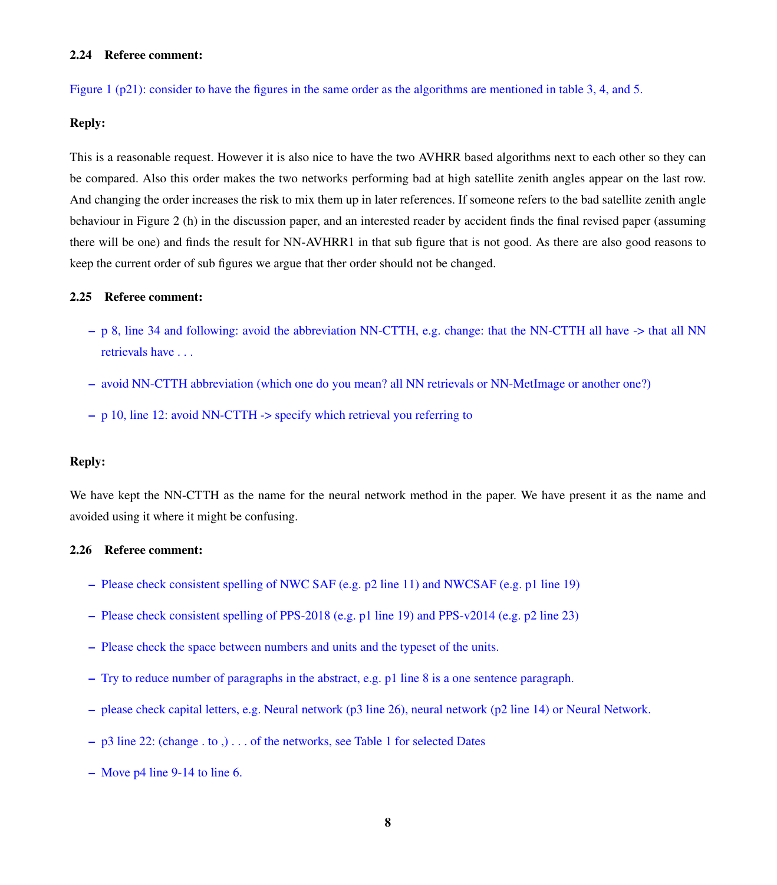### 2.24 Referee comment:

Figure 1 (p21): consider to have the figures in the same order as the algorithms are mentioned in table 3, 4, and 5.

**Reply:**

This is a reasonable request. However it is also nice to have the two AVHRR based algorithms next to each other so they can be compared. Also this order makes the two networks performing bad at high satellite zenith angles appear on the last row. And changing the order increases the risk to mix them up in later references. If someone refers to the bad satellite zenith angle behaviour in Figure 2 (h) in the discussion paper, and an interested reader by accident finds the final revised paper (assuming there will be one) and finds the result for NN-AVHRR1 in that sub figure that is not good. As there are also good reasons to keep the current order of sub figures we argue that ther order should not be changed.

### 2.25 Referee comment:

- p 8, line 34 and following: avoid the abbreviation NN-CTTH, e.g. change: that the NN-CTTH all have -> that all NN retrievals have . . .
- avoid NN-CTTH abbreviation (which one do you mean? all NN retrievals or NN-MetImage or another one?)
- p 10, line 12: avoid NN-CTTH -> specify which retrieval you referring to

**Reply:**

We have kept the NN-CTTH as the name for the neural network method in the paper. We have present it as the name and avoided using it where it might be confusing.

### 2.26 Referee comment:

- Please check consistent spelling of NWC SAF (e.g. p2 line 11) and NWCSAF (e.g. p1 line 19)
- Please check consistent spelling of PPS-2018 (e.g. p1 line 19) and PPS-v2014 (e.g. p2 line 23)
- Please check the space between numbers and units and the typeset of the units.
- Try to reduce number of paragraphs in the abstract, e.g. p1 line 8 is a one sentence paragraph.
- please check capital letters, e.g. Neural network (p3 line 26), neural network (p2 line 14) or Neural Network.
- p3 line 22: (change . to ,) . . . of the networks, see Table 1 for selected Dates
- Move p4 line 9-14 to line 6.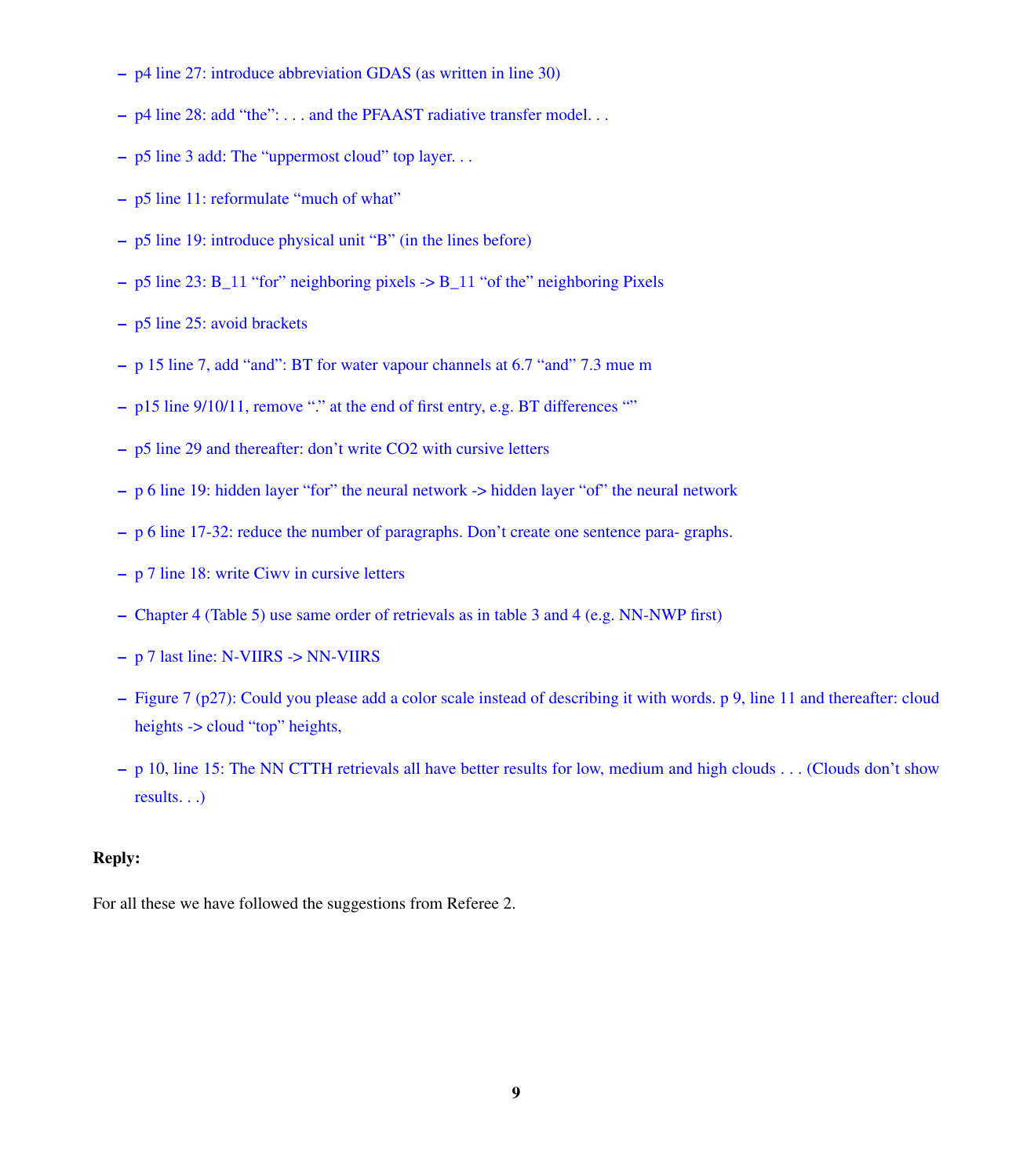- p4 line 27: introduce abbreviation GDAS (as written in line 30)
- p4 line 28: add “the”: . . . and the PFAAST radiative transfer model. . .
- p5 line 3 add: The “uppermost cloud” top layer. . .
- p5 line 11: reformulate “much of what”
- p5 line 19: introduce physical unit “B” (in the lines before)
- p5 line 23: B_11 “for” neighboring pixels -> B_11 “of the” neighboring Pixels
- p5 line 25: avoid brackets
- p 15 line 7, add “and”: BT for water vapour channels at 6.7 “and” 7.3 mue m
- p15 line 9/10/11, remove “.” at the end of first entry, e.g. BT differences “”
- p5 line 29 and thereafter: don’t write CO2 with cursive letters
- p 6 line 19: hidden layer “for” the neural network -> hidden layer “of” the neural network
- p 6 line 17-32: reduce the number of paragraphs. Don’t create one sentence para- graphs.
- p 7 line 18: write Ciwv in cursive letters
- Chapter 4 (Table 5) use same order of retrievals as in table 3 and 4 (e.g. NN-NWP first)
- p 7 last line: N-VIIRS -> NN-VIIRS
- Figure 7 (p27): Could you please add a color scale instead of describing it with words. p 9, line 11 and thereafter: cloud heights -> cloud “top” heights,
- p 10, line 15: The NN CTTH retrievals all have better results for low, medium and high clouds . . . (Clouds don’t show results. . .)

**Reply:**

For all these we have followed the suggestions from Referee 2.